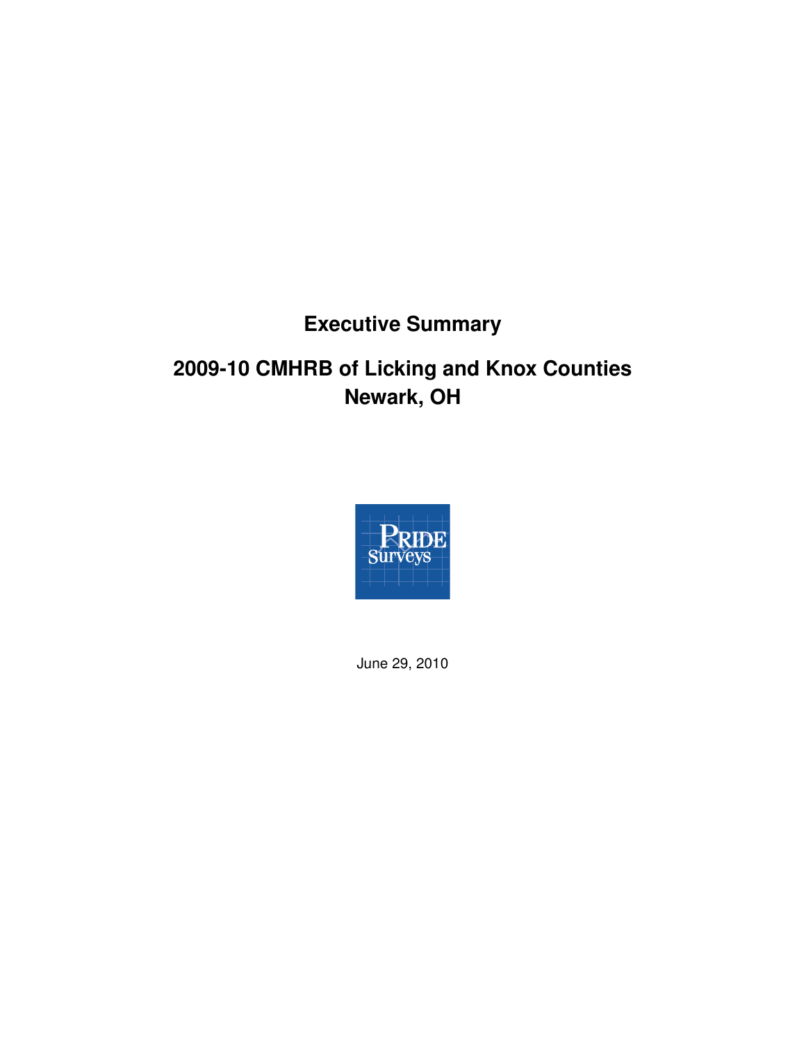# Executive Summary

## 2009-10 CMHRB of Licking and Knox Counties
## Newark, OH

PRIDE Surveys

June 29, 2010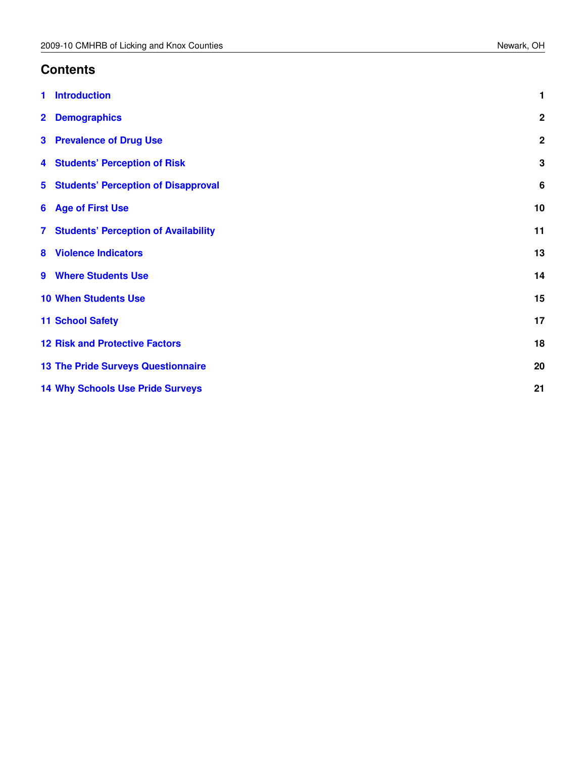# Contents

1 Introduction 1

2 Demographics 2

3 Prevalence of Drug Use 2

4 Students' Perception of Risk 3

5 Students' Perception of Disapproval 6

6 Age of First Use 10

7 Students' Perception of Availability 11

8 Violence Indicators 13

9 Where Students Use 14

10 When Students Use 15

11 School Safety 17

12 Risk and Protective Factors 18

13 The Pride Surveys Questionnaire 20

14 Why Schools Use Pride Surveys 21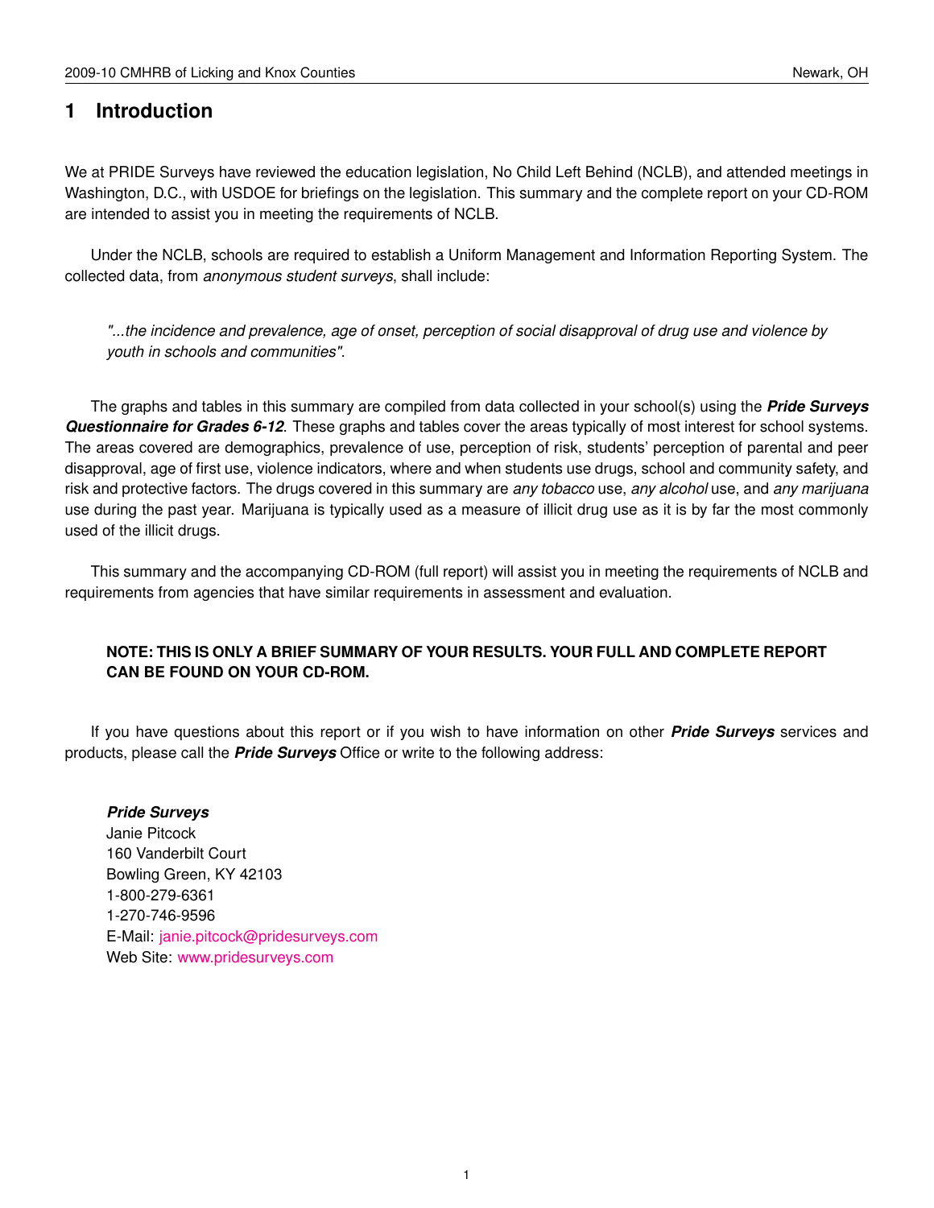# 1 Introduction

We at PRIDE Surveys have reviewed the education legislation, No Child Left Behind (NCLB), and attended meetings in Washington, D.C., with USDOE for briefings on the legislation. This summary and the complete report on your CD-ROM are intended to assist you in meeting the requirements of NCLB.

Under the NCLB, schools are required to establish a Uniform Management and Information Reporting System. The collected data, from *anonymous student surveys*, shall include:

> *"...the incidence and prevalence, age of onset, perception of social disapproval of drug use and violence by youth in schools and communities"*.

The graphs and tables in this summary are compiled from data collected in your school(s) using the ***Pride Surveys Questionnaire for Grades 6-12***. These graphs and tables cover the areas typically of most interest for school systems. The areas covered are demographics, prevalence of use, perception of risk, students' perception of parental and peer disapproval, age of first use, violence indicators, where and when students use drugs, school and community safety, and risk and protective factors. The drugs covered in this summary are *any tobacco* use, *any alcohol* use, and *any marijuana* use during the past year. Marijuana is typically used as a measure of illicit drug use as it is by far the most commonly used of the illicit drugs.

This summary and the accompanying CD-ROM (full report) will assist you in meeting the requirements of NCLB and requirements from agencies that have similar requirements in assessment and evaluation.

**NOTE: THIS IS ONLY A BRIEF SUMMARY OF YOUR RESULTS. YOUR FULL AND COMPLETE REPORT CAN BE FOUND ON YOUR CD-ROM.**

If you have questions about this report or if you wish to have information on other ***Pride Surveys*** services and products, please call the ***Pride Surveys*** Office or write to the following address:

***Pride Surveys***
Janie Pitcock
160 Vanderbilt Court
Bowling Green, KY 42103
1-800-279-6361
1-270-746-9596
E-Mail: janie.pitcock@pridesurveys.com
Web Site: www.pridesurveys.com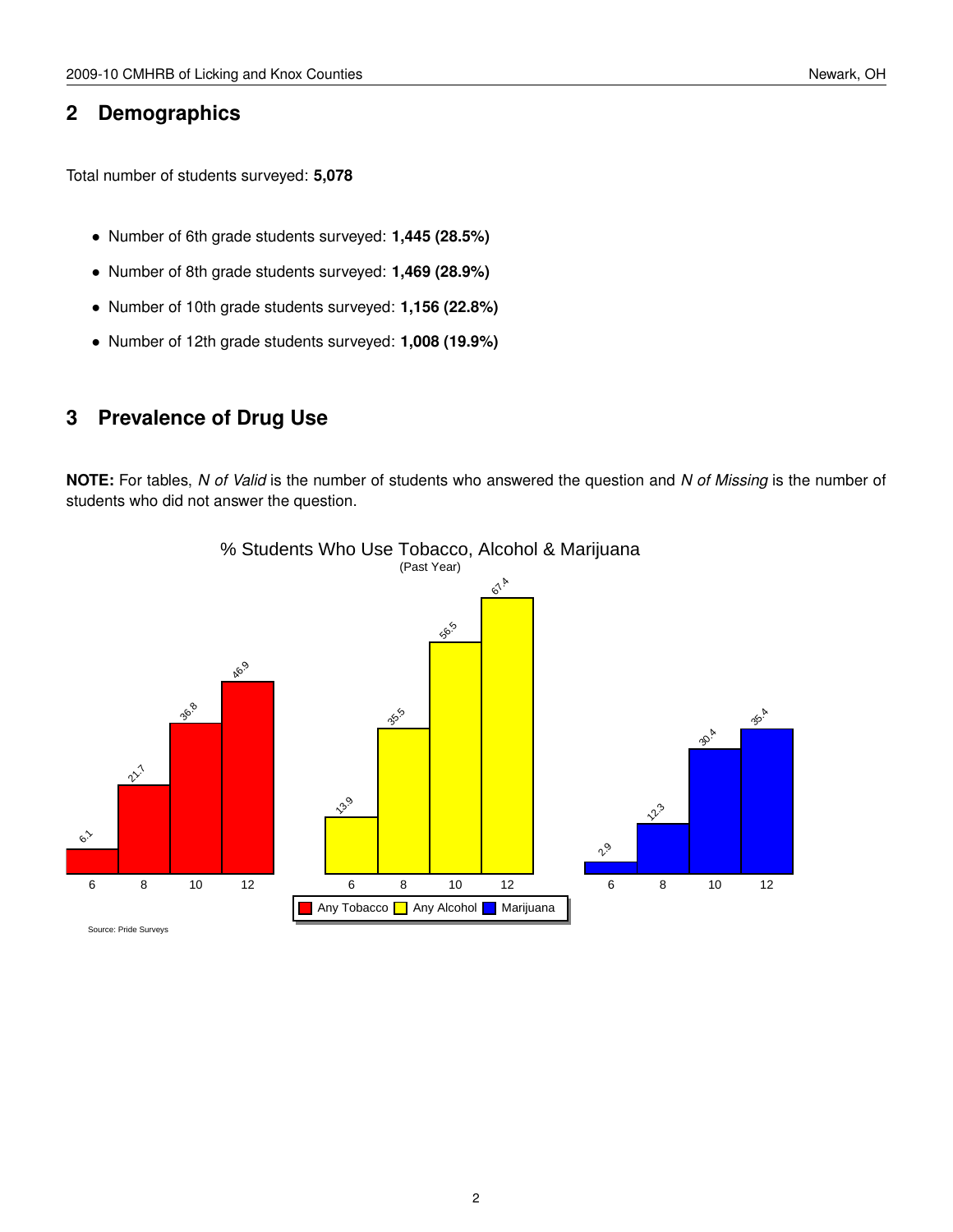## 2 Demographics

Total number of students surveyed: **5,078**

- Number of 6th grade students surveyed: **1,445 (28.5%)**
- Number of 8th grade students surveyed: **1,469 (28.9%)**
- Number of 10th grade students surveyed: **1,156 (22.8%)**
- Number of 12th grade students surveyed: **1,008 (19.9%)**

## 3 Prevalence of Drug Use

**NOTE:** For tables, *N of Valid* is the number of students who answered the question and *N of Missing* is the number of students who did not answer the question.

% Students Who Use Tobacco, Alcohol & Marijuana

(Past Year)

| Grade | Any Tobacco | Any Alcohol | Marijuana |
|---|---|---|---|
| 6 | 6.1 | 13.9 | 2.9 |
| 8 | 21.7 | 35.5 | 12.3 |
| 10 | 36.8 | 56.5 | 30.4 |
| 12 | 46.9 | 67.4 | 35.4 |

Source: Pride Surveys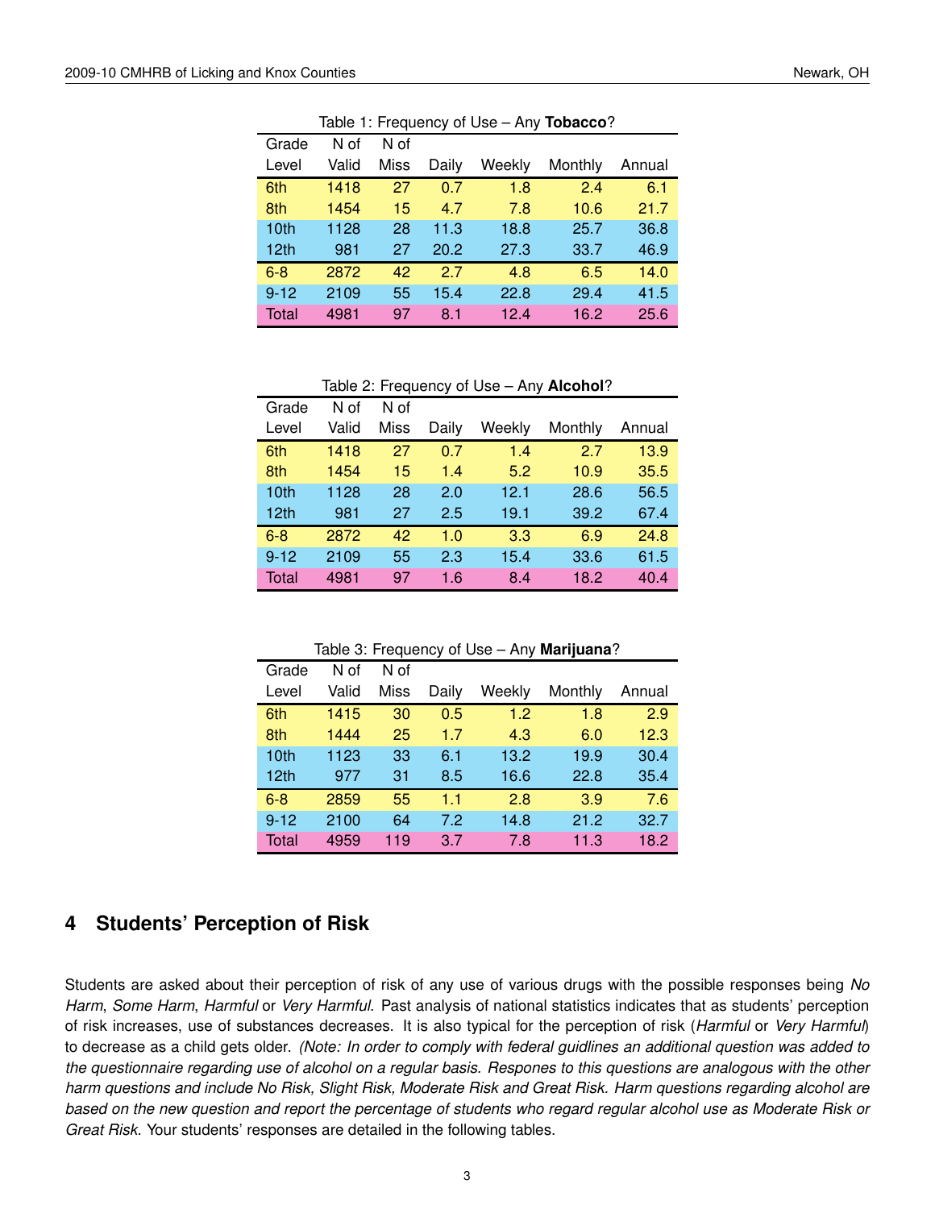Table 1: Frequency of Use – Any **Tobacco**?

| Grade Level | N of Valid | N of Miss | Daily | Weekly | Monthly | Annual |
|---|---|---|---|---|---|---|
| 6th | 1418 | 27 | 0.7 | 1.8 | 2.4 | 6.1 |
| 8th | 1454 | 15 | 4.7 | 7.8 | 10.6 | 21.7 |
| 10th | 1128 | 28 | 11.3 | 18.8 | 25.7 | 36.8 |
| 12th | 981 | 27 | 20.2 | 27.3 | 33.7 | 46.9 |
| 6-8 | 2872 | 42 | 2.7 | 4.8 | 6.5 | 14.0 |
| 9-12 | 2109 | 55 | 15.4 | 22.8 | 29.4 | 41.5 |
| Total | 4981 | 97 | 8.1 | 12.4 | 16.2 | 25.6 |

Table 2: Frequency of Use – Any **Alcohol**?

| Grade Level | N of Valid | N of Miss | Daily | Weekly | Monthly | Annual |
|---|---|---|---|---|---|---|
| 6th | 1418 | 27 | 0.7 | 1.4 | 2.7 | 13.9 |
| 8th | 1454 | 15 | 1.4 | 5.2 | 10.9 | 35.5 |
| 10th | 1128 | 28 | 2.0 | 12.1 | 28.6 | 56.5 |
| 12th | 981 | 27 | 2.5 | 19.1 | 39.2 | 67.4 |
| 6-8 | 2872 | 42 | 1.0 | 3.3 | 6.9 | 24.8 |
| 9-12 | 2109 | 55 | 2.3 | 15.4 | 33.6 | 61.5 |
| Total | 4981 | 97 | 1.6 | 8.4 | 18.2 | 40.4 |

Table 3: Frequency of Use – Any **Marijuana**?

| Grade Level | N of Valid | N of Miss | Daily | Weekly | Monthly | Annual |
|---|---|---|---|---|---|---|
| 6th | 1415 | 30 | 0.5 | 1.2 | 1.8 | 2.9 |
| 8th | 1444 | 25 | 1.7 | 4.3 | 6.0 | 12.3 |
| 10th | 1123 | 33 | 6.1 | 13.2 | 19.9 | 30.4 |
| 12th | 977 | 31 | 8.5 | 16.6 | 22.8 | 35.4 |
| 6-8 | 2859 | 55 | 1.1 | 2.8 | 3.9 | 7.6 |
| 9-12 | 2100 | 64 | 7.2 | 14.8 | 21.2 | 32.7 |
| Total | 4959 | 119 | 3.7 | 7.8 | 11.3 | 18.2 |

## 4 Students' Perception of Risk

Students are asked about their perception of risk of any use of various drugs with the possible responses being *No Harm*, *Some Harm*, *Harmful* or *Very Harmful*. Past analysis of national statistics indicates that as students' perception of risk increases, use of substances decreases. It is also typical for the perception of risk (*Harmful* or *Very Harmful*) to decrease as a child gets older. *(Note: In order to comply with federal guidlines an additional question was added to the questionnaire regarding use of alcohol on a regular basis. Respones to this questions are analogous with the other harm questions and include No Risk, Slight Risk, Moderate Risk and Great Risk. Harm questions regarding alcohol are based on the new question and report the percentage of students who regard regular alcohol use as Moderate Risk or Great Risk.* Your students' responses are detailed in the following tables.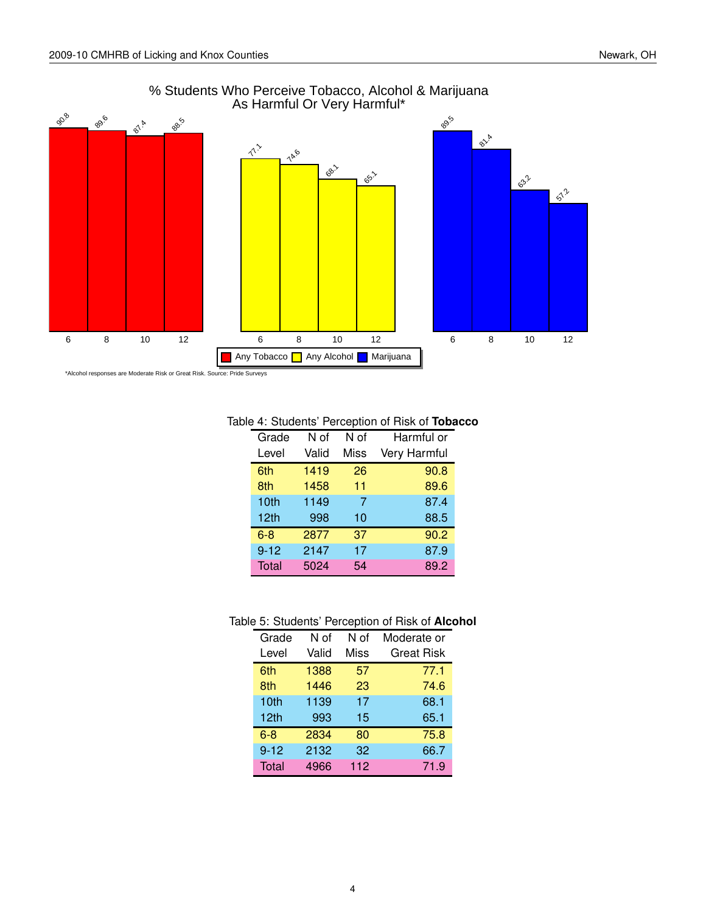% Students Who Perceive Tobacco, Alcohol & Marijuana As Harmful Or Very Harmful*

90.8 89.6 87.4 88.5

77.1 74.6 68.1 65.1

89.5 81.4 63.2 57.2

6 8 10 12 6 8 10 12 6 8 10 12

Any Tobacco Any Alcohol Marijuana

*Alcohol responses are Moderate Risk or Great Risk. Source: Pride Surveys

Table 4: Students' Perception of Risk of **Tobacco**

| Grade Level | N of Valid | N of Miss | Harmful or Very Harmful |
|---|---|---|---|
| 6th | 1419 | 26 | 90.8 |
| 8th | 1458 | 11 | 89.6 |
| 10th | 1149 | 7 | 87.4 |
| 12th | 998 | 10 | 88.5 |
| 6-8 | 2877 | 37 | 90.2 |
| 9-12 | 2147 | 17 | 87.9 |
| Total | 5024 | 54 | 89.2 |

Table 5: Students' Perception of Risk of **Alcohol**

| Grade Level | N of Valid | N of Miss | Moderate or Great Risk |
|---|---|---|---|
| 6th | 1388 | 57 | 77.1 |
| 8th | 1446 | 23 | 74.6 |
| 10th | 1139 | 17 | 68.1 |
| 12th | 993 | 15 | 65.1 |
| 6-8 | 2834 | 80 | 75.8 |
| 9-12 | 2132 | 32 | 66.7 |
| Total | 4966 | 112 | 71.9 |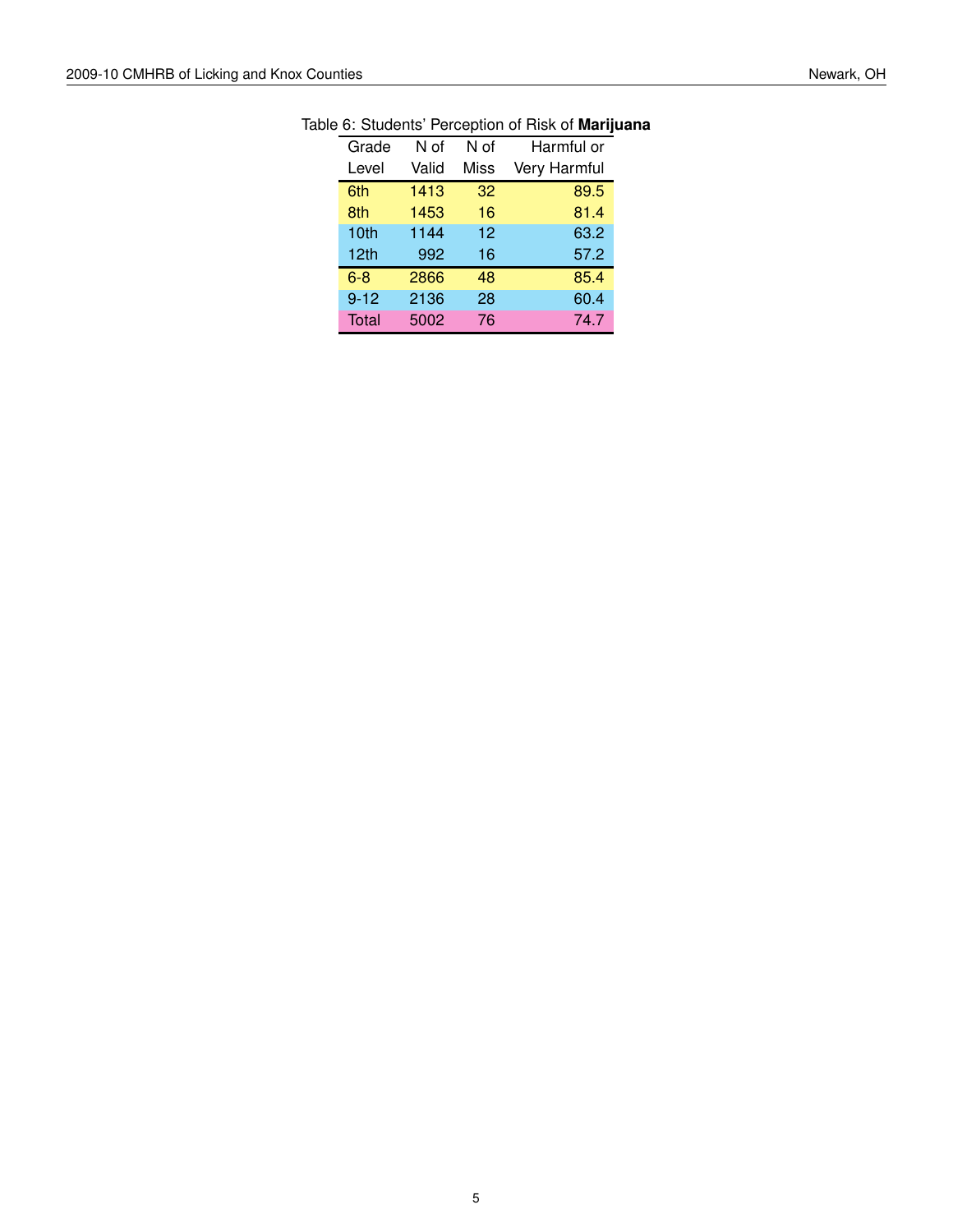Table 6: Students' Perception of Risk of **Marijuana**

| Grade Level | N of Valid | N of Miss | Harmful or Very Harmful |
|---|---|---|---|
| 6th | 1413 | 32 | 89.5 |
| 8th | 1453 | 16 | 81.4 |
| 10th | 1144 | 12 | 63.2 |
| 12th | 992 | 16 | 57.2 |
| 6-8 | 2866 | 48 | 85.4 |
| 9-12 | 2136 | 28 | 60.4 |
| Total | 5002 | 76 | 74.7 |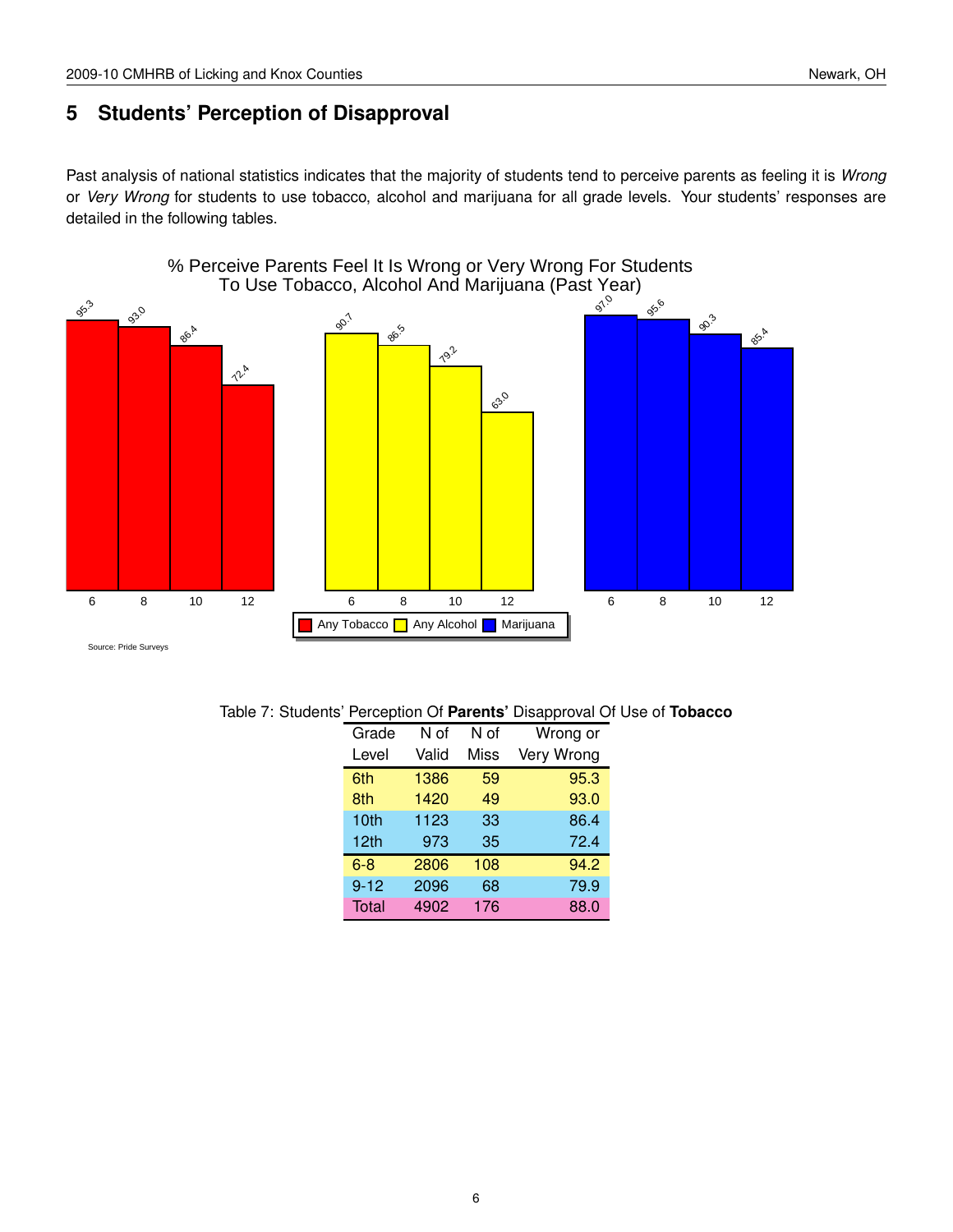## 5 Students' Perception of Disapproval

Past analysis of national statistics indicates that the majority of students tend to perceive parents as feeling it is *Wrong* or *Very Wrong* for students to use tobacco, alcohol and marijuana for all grade levels. Your students' responses are detailed in the following tables.

% Perceive Parents Feel It Is Wrong or Very Wrong For Students To Use Tobacco, Alcohol And Marijuana (Past Year)

| Grade | Any Tobacco | Any Alcohol | Marijuana |
|---|---|---|---|
| 6 | 95.3 | 90.7 | 97.0 |
| 8 | 93.0 | 86.5 | 95.6 |
| 10 | 86.4 | 79.2 | 90.3 |
| 12 | 72.4 | 63.0 | 85.4 |

Source: Pride Surveys

Table 7: Students' Perception Of **Parents'** Disapproval Of Use of **Tobacco**

| Grade Level | N of Valid | N of Miss | Wrong or Very Wrong |
|---|---|---|---|
| 6th | 1386 | 59 | 95.3 |
| 8th | 1420 | 49 | 93.0 |
| 10th | 1123 | 33 | 86.4 |
| 12th | 973 | 35 | 72.4 |
| 6-8 | 2806 | 108 | 94.2 |
| 9-12 | 2096 | 68 | 79.9 |
| Total | 4902 | 176 | 88.0 |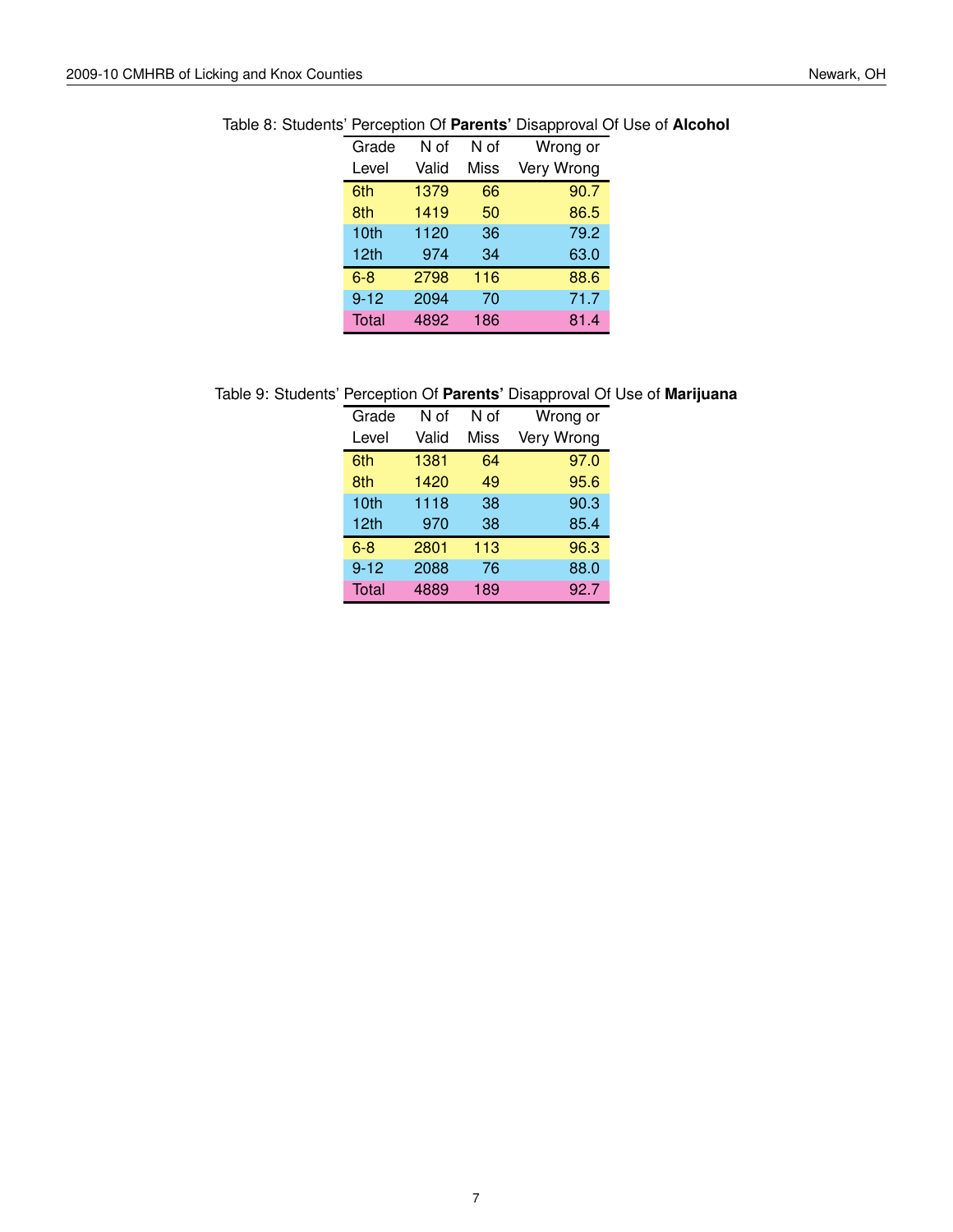Table 8: Students' Perception Of **Parents'** Disapproval Of Use of **Alcohol**

| Grade Level | N of Valid | N of Miss | Wrong or Very Wrong |
|---|---|---|---|
| 6th | 1379 | 66 | 90.7 |
| 8th | 1419 | 50 | 86.5 |
| 10th | 1120 | 36 | 79.2 |
| 12th | 974 | 34 | 63.0 |
| 6-8 | 2798 | 116 | 88.6 |
| 9-12 | 2094 | 70 | 71.7 |
| Total | 4892 | 186 | 81.4 |

Table 9: Students' Perception Of **Parents'** Disapproval Of Use of **Marijuana**

| Grade Level | N of Valid | N of Miss | Wrong or Very Wrong |
|---|---|---|---|
| 6th | 1381 | 64 | 97.0 |
| 8th | 1420 | 49 | 95.6 |
| 10th | 1118 | 38 | 90.3 |
| 12th | 970 | 38 | 85.4 |
| 6-8 | 2801 | 113 | 96.3 |
| 9-12 | 2088 | 76 | 88.0 |
| Total | 4889 | 189 | 92.7 |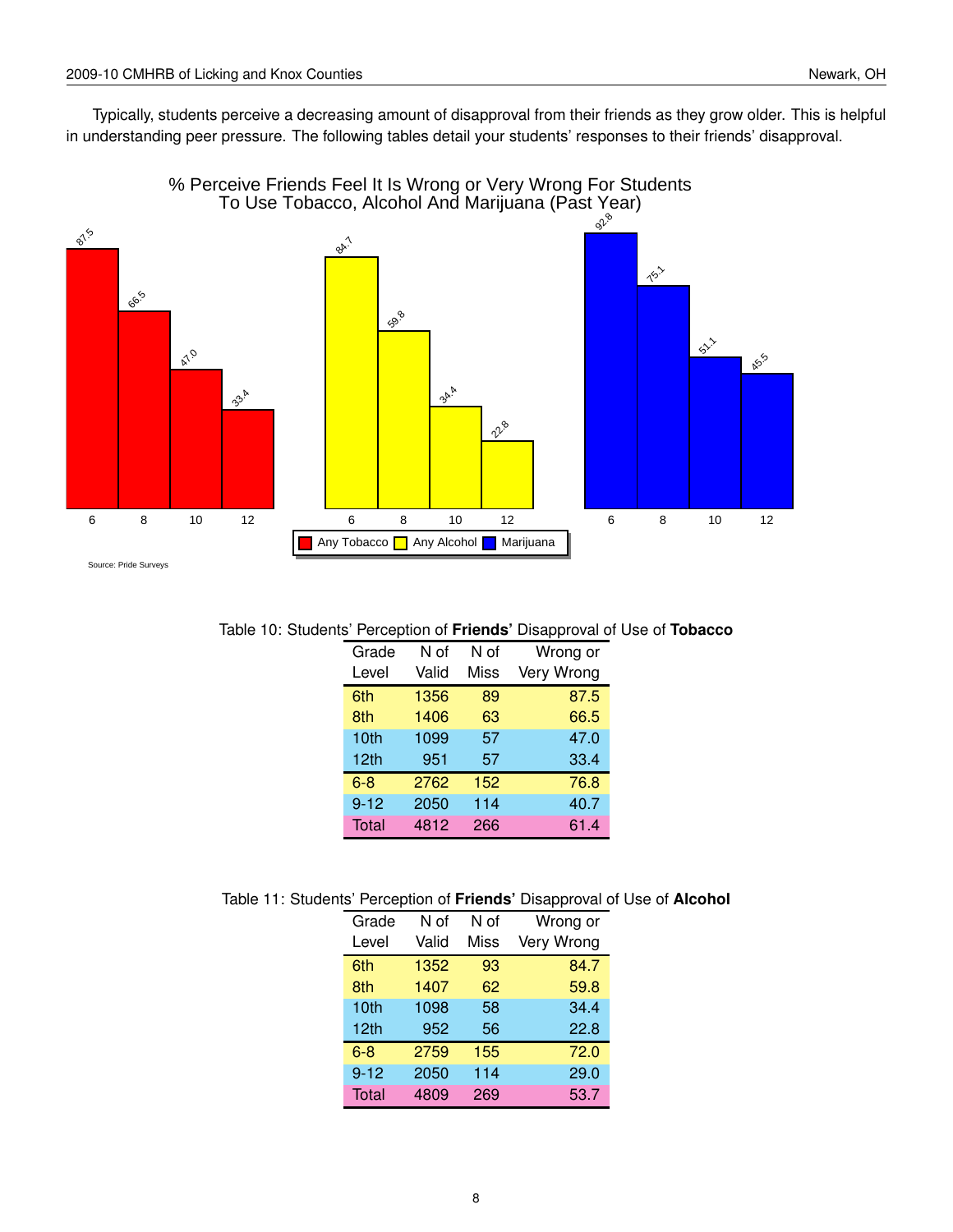Typically, students perceive a decreasing amount of disapproval from their friends as they grow older. This is helpful in understanding peer pressure. The following tables detail your students' responses to their friends' disapproval.

% Perceive Friends Feel It Is Wrong or Very Wrong For Students
To Use Tobacco, Alcohol And Marijuana (Past Year)

87.5
66.5
47.0
33.4
84.7
59.8
34.4
22.8
92.8
75.1
51.1
45.5

6 8 10 12
6 8 10 12
6 8 10 12

Any Tobacco Any Alcohol Marijuana

Source: Pride Surveys

Table 10: Students' Perception of **Friends'** Disapproval of Use of **Tobacco**

| Grade Level | N of Valid | N of Miss | Wrong or Very Wrong |
|---|---|---|---|
| 6th | 1356 | 89 | 87.5 |
| 8th | 1406 | 63 | 66.5 |
| 10th | 1099 | 57 | 47.0 |
| 12th | 951 | 57 | 33.4 |
| 6-8 | 2762 | 152 | 76.8 |
| 9-12 | 2050 | 114 | 40.7 |
| Total | 4812 | 266 | 61.4 |

Table 11: Students' Perception of **Friends'** Disapproval of Use of **Alcohol**

| Grade Level | N of Valid | N of Miss | Wrong or Very Wrong |
|---|---|---|---|
| 6th | 1352 | 93 | 84.7 |
| 8th | 1407 | 62 | 59.8 |
| 10th | 1098 | 58 | 34.4 |
| 12th | 952 | 56 | 22.8 |
| 6-8 | 2759 | 155 | 72.0 |
| 9-12 | 2050 | 114 | 29.0 |
| Total | 4809 | 269 | 53.7 |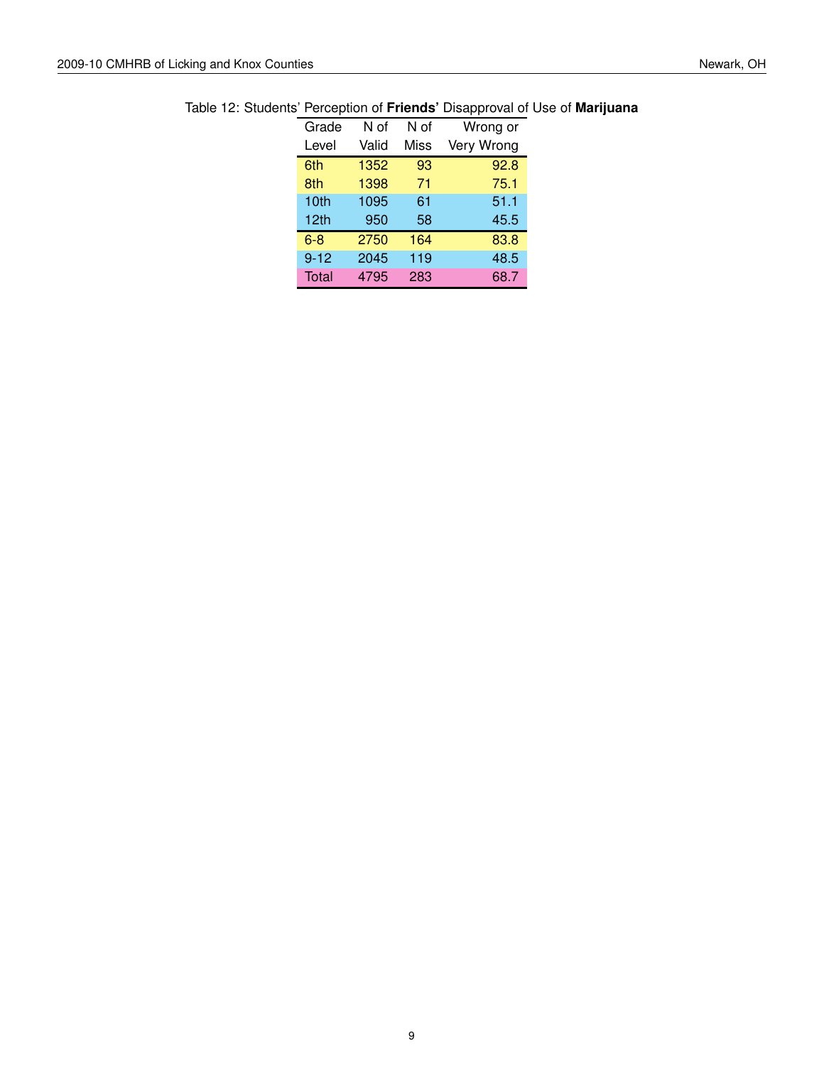Table 12: Students' Perception of **Friends'** Disapproval of Use of **Marijuana**

| Grade Level | N of Valid | N of Miss | Wrong or Very Wrong |
|---|---|---|---|
| 6th | 1352 | 93 | 92.8 |
| 8th | 1398 | 71 | 75.1 |
| 10th | 1095 | 61 | 51.1 |
| 12th | 950 | 58 | 45.5 |
| 6-8 | 2750 | 164 | 83.8 |
| 9-12 | 2045 | 119 | 48.5 |
| Total | 4795 | 283 | 68.7 |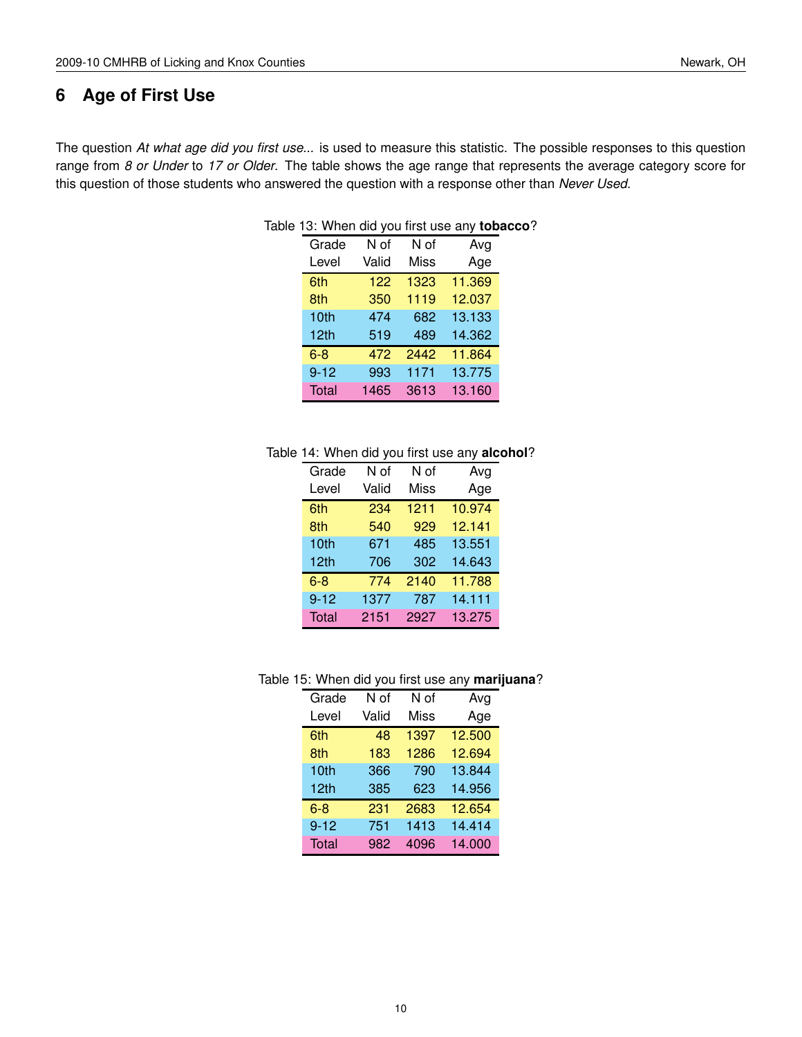## 6 Age of First Use

The question *At what age did you first use...* is used to measure this statistic. The possible responses to this question range from *8 or Under* to *17 or Older*. The table shows the age range that represents the average category score for this question of those students who answered the question with a response other than *Never Used*.

Table 13: When did you first use any **tobacco**?

| Grade Level | N of Valid | N of Miss | Avg Age |
|---|---|---|---|
| 6th | 122 | 1323 | 11.369 |
| 8th | 350 | 1119 | 12.037 |
| 10th | 474 | 682 | 13.133 |
| 12th | 519 | 489 | 14.362 |
| 6-8 | 472 | 2442 | 11.864 |
| 9-12 | 993 | 1171 | 13.775 |
| Total | 1465 | 3613 | 13.160 |

Table 14: When did you first use any **alcohol**?

| Grade Level | N of Valid | N of Miss | Avg Age |
|---|---|---|---|
| 6th | 234 | 1211 | 10.974 |
| 8th | 540 | 929 | 12.141 |
| 10th | 671 | 485 | 13.551 |
| 12th | 706 | 302 | 14.643 |
| 6-8 | 774 | 2140 | 11.788 |
| 9-12 | 1377 | 787 | 14.111 |
| Total | 2151 | 2927 | 13.275 |

Table 15: When did you first use any **marijuana**?

| Grade Level | N of Valid | N of Miss | Avg Age |
|---|---|---|---|
| 6th | 48 | 1397 | 12.500 |
| 8th | 183 | 1286 | 12.694 |
| 10th | 366 | 790 | 13.844 |
| 12th | 385 | 623 | 14.956 |
| 6-8 | 231 | 2683 | 12.654 |
| 9-12 | 751 | 1413 | 14.414 |
| Total | 982 | 4096 | 14.000 |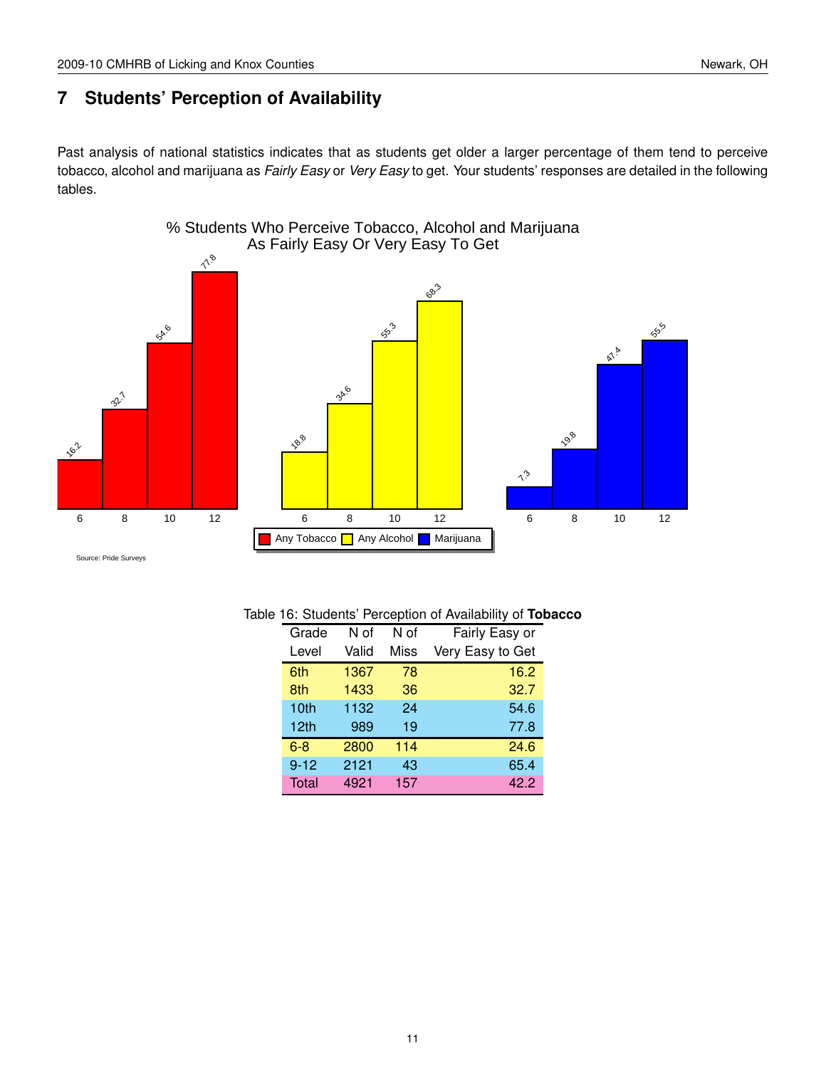# 7 Students' Perception of Availability

Past analysis of national statistics indicates that as students get older a larger percentage of them tend to perceive tobacco, alcohol and marijuana as *Fairly Easy* or *Very Easy* to get. Your students' responses are detailed in the following tables.

% Students Who Perceive Tobacco, Alcohol and Marijuana
As Fairly Easy Or Very Easy To Get

16.2
32.7
54.6
77.8
18.8
34.6
55.3
68.3
7.3
19.8
47.4
55.5

6 8 10 12
6 8 10 12
6 8 10 12

Any Tobacco Any Alcohol Marijuana

Source: Pride Surveys

Table 16: Students' Perception of Availability of **Tobacco**

| Grade Level | N of Valid | N of Miss | Fairly Easy or Very Easy to Get |
|---|---|---|---|
| 6th | 1367 | 78 | 16.2 |
| 8th | 1433 | 36 | 32.7 |
| 10th | 1132 | 24 | 54.6 |
| 12th | 989 | 19 | 77.8 |
| 6-8 | 2800 | 114 | 24.6 |
| 9-12 | 2121 | 43 | 65.4 |
| Total | 4921 | 157 | 42.2 |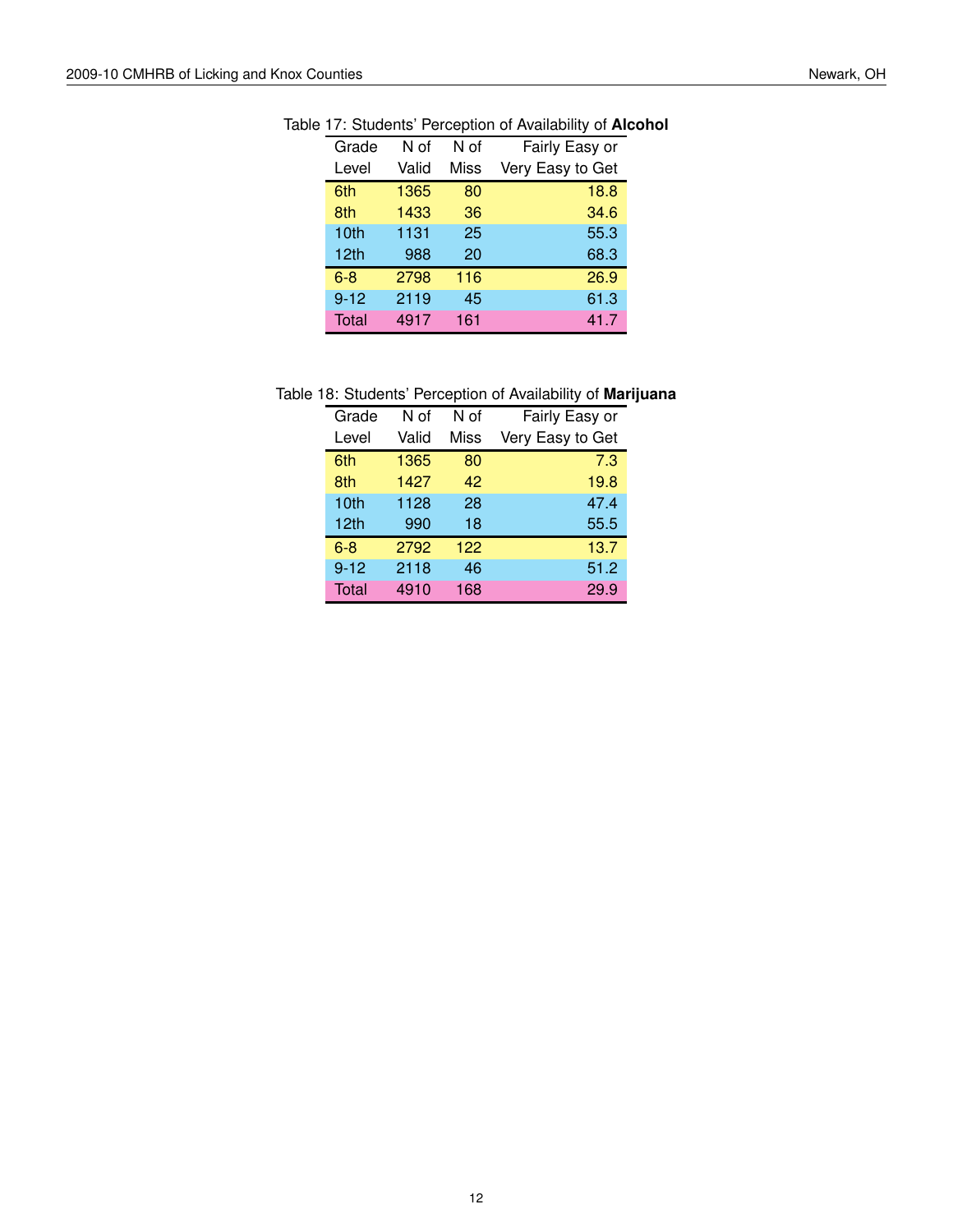Table 17: Students' Perception of Availability of **Alcohol**

| Grade Level | N of Valid | N of Miss | Fairly Easy or Very Easy to Get |
|---|---|---|---|
| 6th | 1365 | 80 | 18.8 |
| 8th | 1433 | 36 | 34.6 |
| 10th | 1131 | 25 | 55.3 |
| 12th | 988 | 20 | 68.3 |
| 6-8 | 2798 | 116 | 26.9 |
| 9-12 | 2119 | 45 | 61.3 |
| Total | 4917 | 161 | 41.7 |

Table 18: Students' Perception of Availability of **Marijuana**

| Grade Level | N of Valid | N of Miss | Fairly Easy or Very Easy to Get |
|---|---|---|---|
| 6th | 1365 | 80 | 7.3 |
| 8th | 1427 | 42 | 19.8 |
| 10th | 1128 | 28 | 47.4 |
| 12th | 990 | 18 | 55.5 |
| 6-8 | 2792 | 122 | 13.7 |
| 9-12 | 2118 | 46 | 51.2 |
| Total | 4910 | 168 | 29.9 |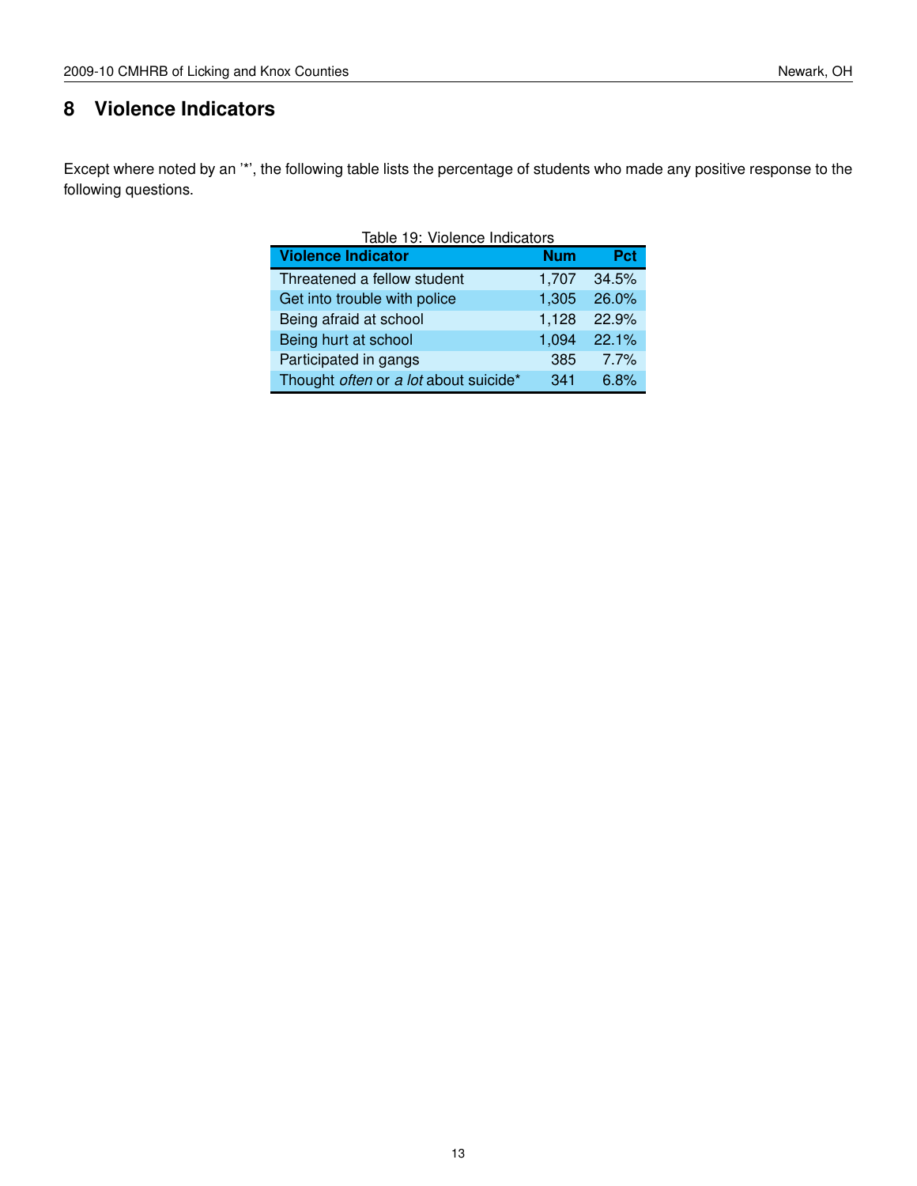# 8 Violence Indicators

Except where noted by an '*', the following table lists the percentage of students who made any positive response to the following questions.

Table 19: Violence Indicators

| Violence Indicator | Num | Pct |
|---|---|---|
| Threatened a fellow student | 1,707 | 34.5% |
| Get into trouble with police | 1,305 | 26.0% |
| Being afraid at school | 1,128 | 22.9% |
| Being hurt at school | 1,094 | 22.1% |
| Participated in gangs | 385 | 7.7% |
| Thought *often* or *a lot* about suicide* | 341 | 6.8% |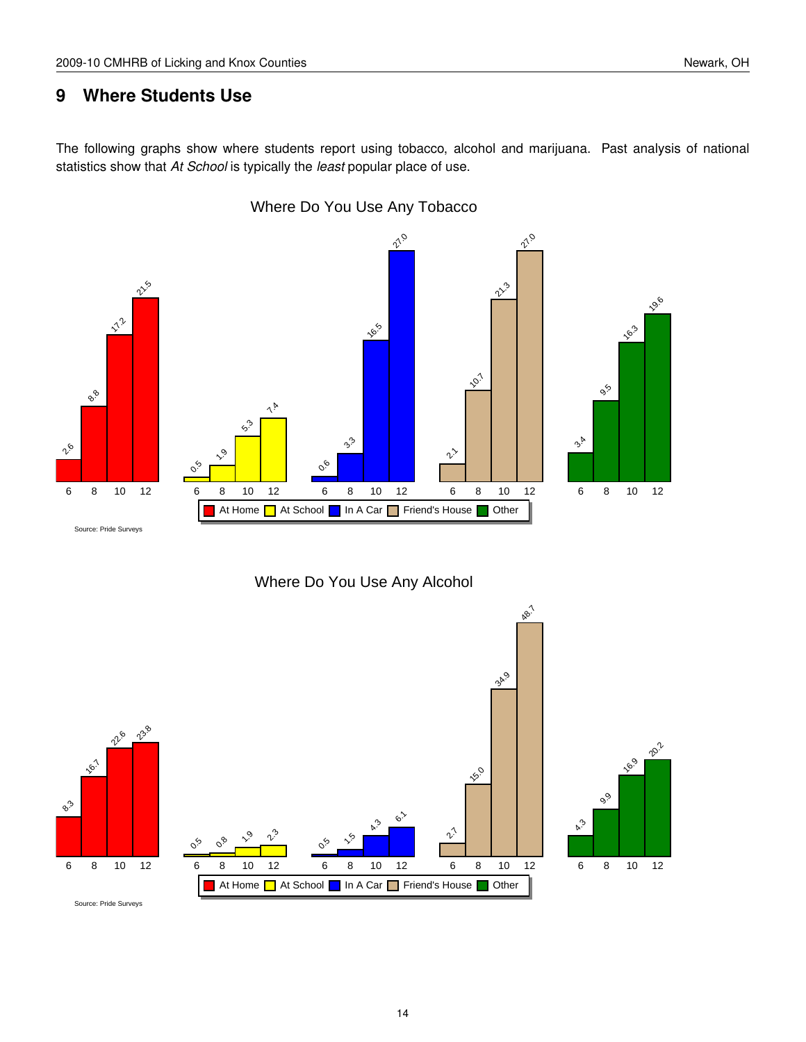## 9 Where Students Use

The following graphs show where students report using tobacco, alcohol and marijuana. Past analysis of national statistics show that *At School* is typically the *least* popular place of use.

Where Do You Use Any Tobacco

2.6
8.8
17.2
21.5
0.5
1.9
5.3
7.4
0.6
3.3
16.5
27.0
2.1
10.7
21.3
27.0
3.4
9.5
16.3
19.6

6 8 10 12 6 8 10 12 6 8 10 12 6 8 10 12 6 8 10 12

At Home At School In A Car Friend's House Other

Source: Pride Surveys

Where Do You Use Any Alcohol

8.3
16.7
22.6
23.8
0.5
0.8
1.9
2.3
0.5
1.5
4.3
6.1
2.7
15.0
34.9
48.7
4.3
9.9
16.9
20.2

6 8 10 12 6 8 10 12 6 8 10 12 6 8 10 12 6 8 10 12

At Home At School In A Car Friend's House Other

Source: Pride Surveys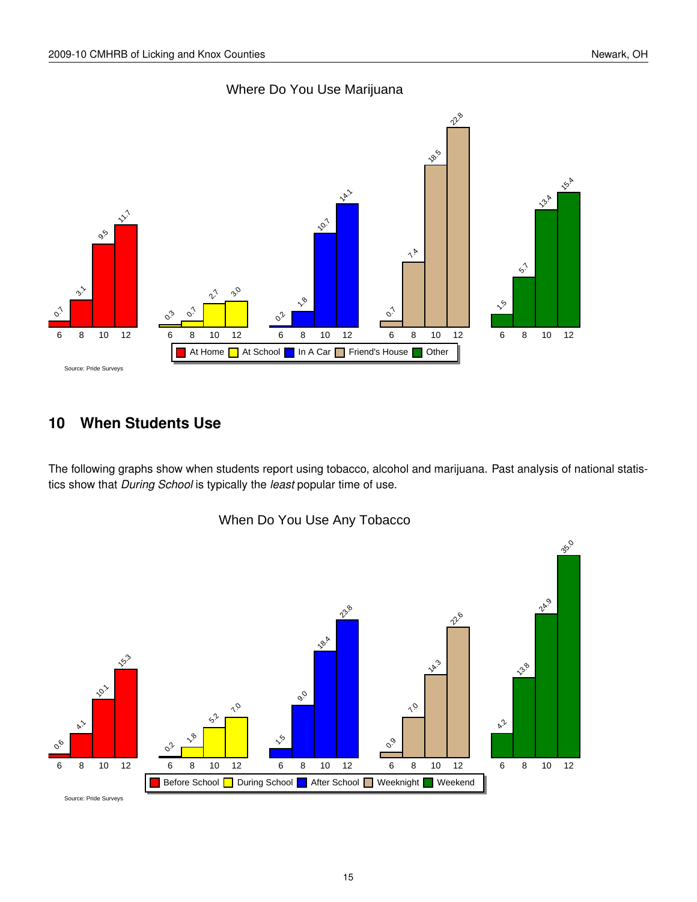Where Do You Use Marijuana

0.7
3.1
9.5
11.7
0.3
0.7
2.7
3.0
0.2
1.8
10.7
14.1
0.7
7.4
18.5
22.8
1.5
5.7
13.4
15.4

6 8 10 12 6 8 10 12 6 8 10 12 6 8 10 12 6 8 10 12

At Home At School In A Car Friend's House Other

Source: Pride Surveys

## 10 When Students Use

The following graphs show when students report using tobacco, alcohol and marijuana. Past analysis of national statistics show that *During School* is typically the *least* popular time of use.

When Do You Use Any Tobacco

0.6
4.1
10.1
15.3
0.2
1.8
5.2
7.0
1.5
9.0
18.4
23.8
0.9
7.0
14.3
22.6
4.2
13.8
24.9
35.0

6 8 10 12 6 8 10 12 6 8 10 12 6 8 10 12 6 8 10 12

Before School During School After School Weeknight Weekend

Source: Pride Surveys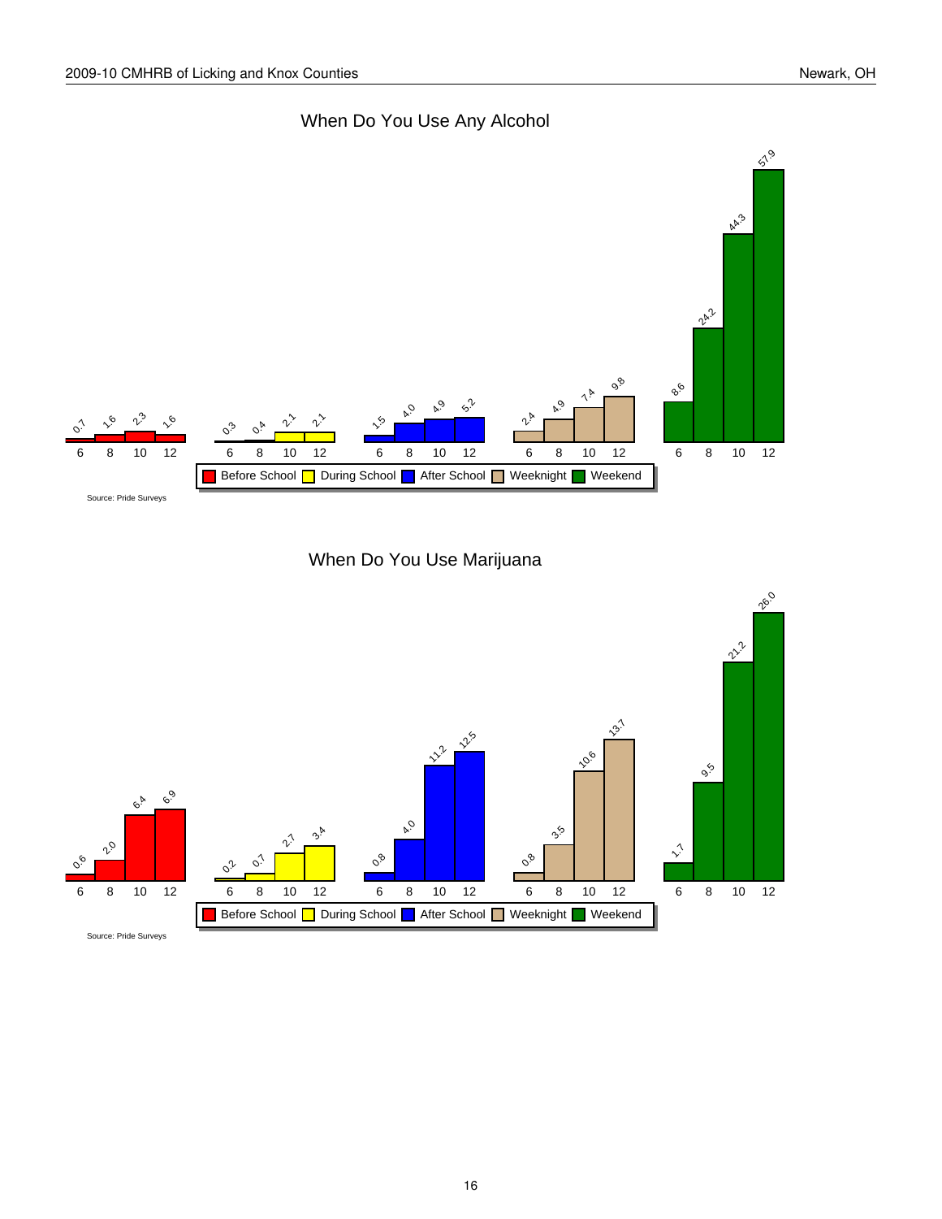## When Do You Use Any Alcohol

0.7 1.6 2.3 1.6
6 8 10 12

0.3 0.4 2.1 2.1
6 8 10 12

1.5 4.0 4.9 5.2
6 8 10 12

2.4 4.9 7.4 9.8
6 8 10 12

8.6 24.2 44.3 57.9
6 8 10 12

Before School During School After School Weeknight Weekend

Source: Pride Surveys

## When Do You Use Marijuana

0.6 2.0 6.4 6.9
6 8 10 12

0.2 0.7 2.7 3.4
6 8 10 12

0.8 4.0 11.2 12.5
6 8 10 12

0.8 3.5 10.6 13.7
6 8 10 12

1.7 9.5 21.2 26.0
6 8 10 12

Before School During School After School Weeknight Weekend

Source: Pride Surveys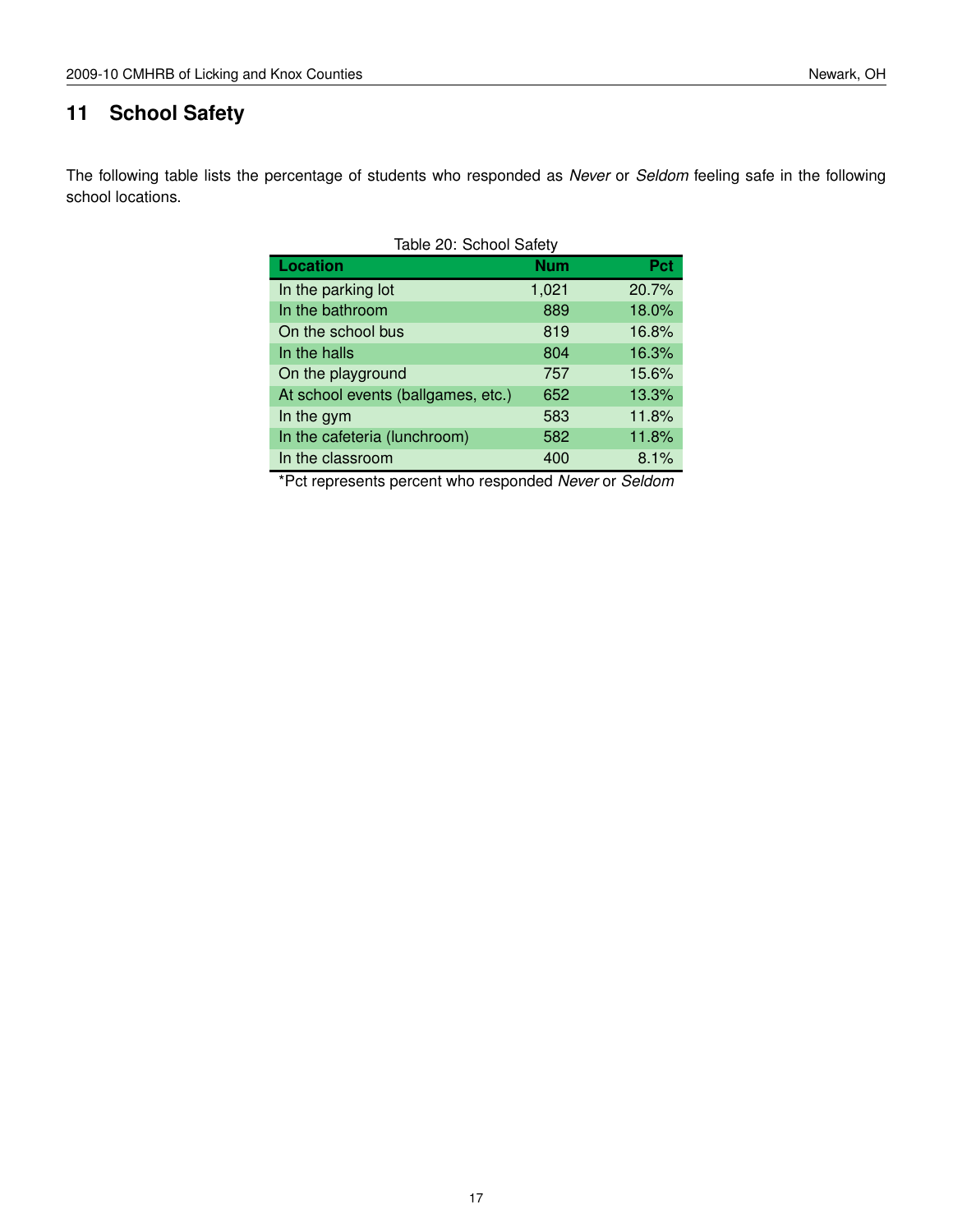## 11 School Safety

The following table lists the percentage of students who responded as *Never* or *Seldom* feeling safe in the following school locations.

Table 20: School Safety

| Location | Num | Pct |
|---|---|---|
| In the parking lot | 1,021 | 20.7% |
| In the bathroom | 889 | 18.0% |
| On the school bus | 819 | 16.8% |
| In the halls | 804 | 16.3% |
| On the playground | 757 | 15.6% |
| At school events (ballgames, etc.) | 652 | 13.3% |
| In the gym | 583 | 11.8% |
| In the cafeteria (lunchroom) | 582 | 11.8% |
| In the classroom | 400 | 8.1% |

*Pct represents percent who responded *Never* or *Seldom*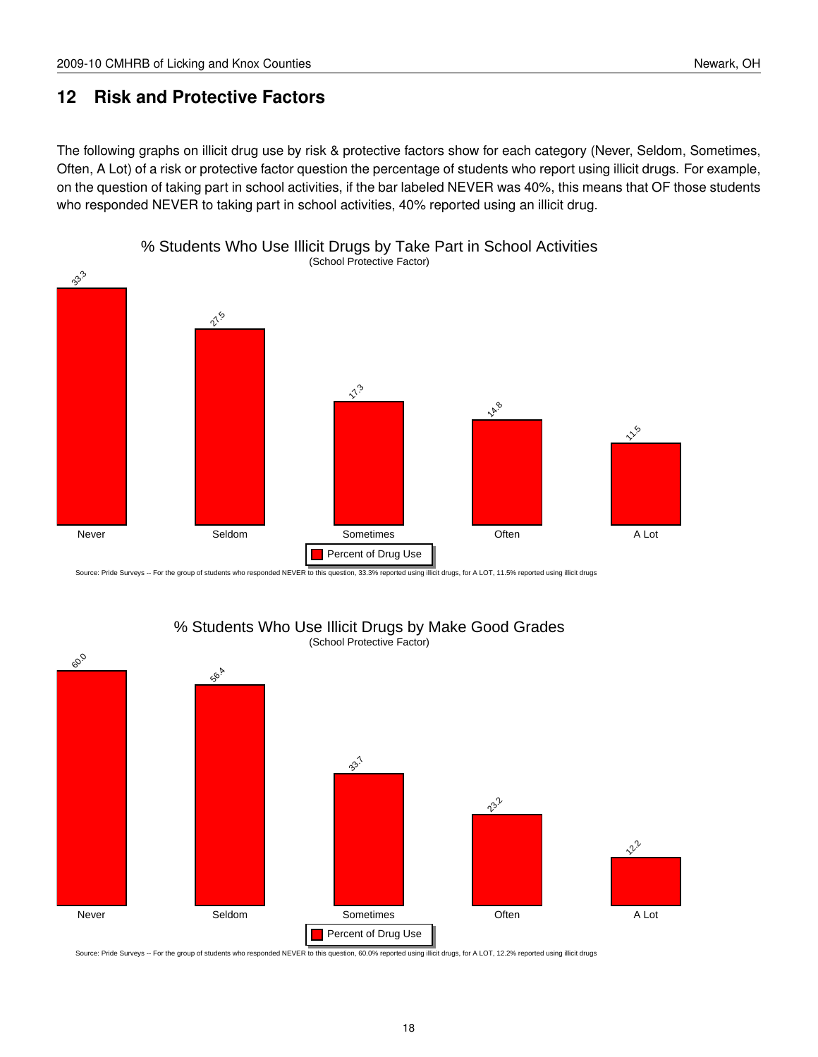## 12 Risk and Protective Factors

The following graphs on illicit drug use by risk & protective factors show for each category (Never, Seldom, Sometimes, Often, A Lot) of a risk or protective factor question the percentage of students who report using illicit drugs. For example, on the question of taking part in school activities, if the bar labeled NEVER was 40%, this means that OF those students who responded NEVER to taking part in school activities, 40% reported using an illicit drug.

% Students Who Use Illicit Drugs by Take Part in School Activities

(School Protective Factor)

33.3
27.5
17.3
14.8
11.5

Never
Seldom
Sometimes
Often
A Lot

Percent of Drug Use

Source: Pride Surveys -- For the group of students who responded NEVER to this question, 33.3% reported using illicit drugs, for A LOT, 11.5% reported using illicit drugs

% Students Who Use Illicit Drugs by Make Good Grades

(School Protective Factor)

60.0
56.4
33.7
23.2
12.2

Never
Seldom
Sometimes
Often
A Lot

Percent of Drug Use

Source: Pride Surveys -- For the group of students who responded NEVER to this question, 60.0% reported using illicit drugs, for A LOT, 12.2% reported using illicit drugs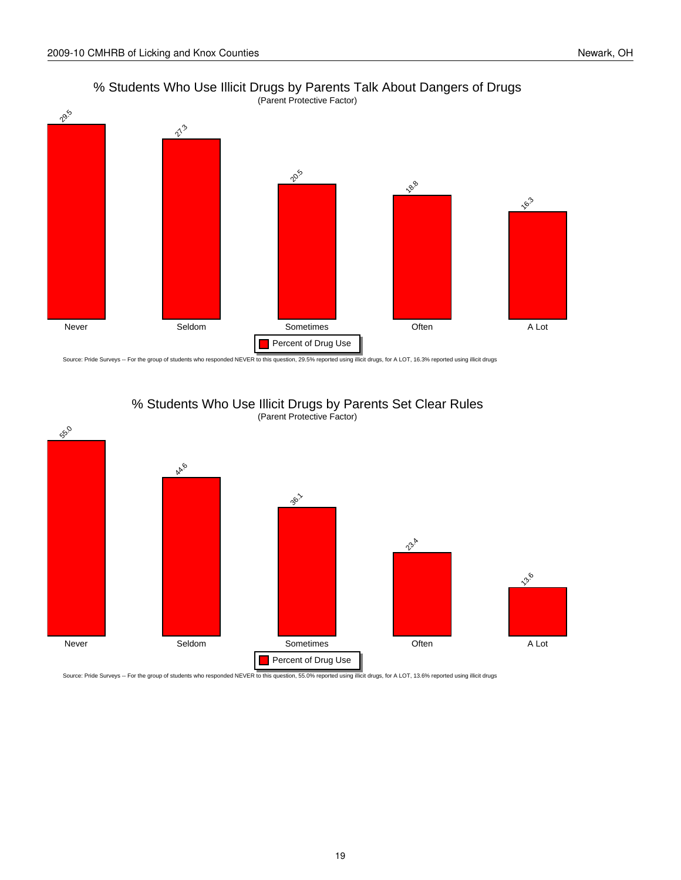## % Students Who Use Illicit Drugs by Parents Talk About Dangers of Drugs

(Parent Protective Factor)

29.5

27.3

20.5

18.8

16.3

Never

Seldom

Sometimes

Often

A Lot

Percent of Drug Use

Source: Pride Surveys -- For the group of students who responded NEVER to this question, 29.5% reported using illicit drugs, for A LOT, 16.3% reported using illicit drugs

## % Students Who Use Illicit Drugs by Parents Set Clear Rules

(Parent Protective Factor)

55.0

44.6

36.1

23.4

13.6

Never

Seldom

Sometimes

Often

A Lot

Percent of Drug Use

Source: Pride Surveys -- For the group of students who responded NEVER to this question, 55.0% reported using illicit drugs, for A LOT, 13.6% reported using illicit drugs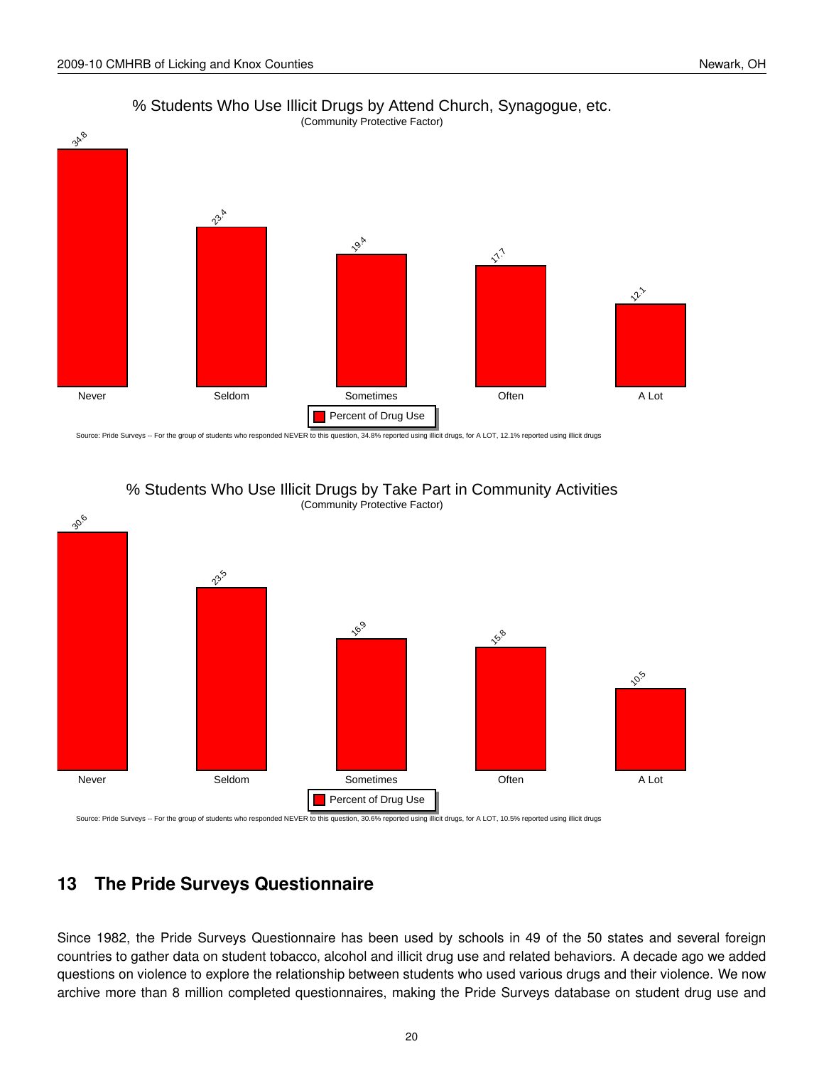% Students Who Use Illicit Drugs by Attend Church, Synagogue, etc.
(Community Protective Factor)

34.8
23.4
19.4
17.7
12.1

Never
Seldom
Sometimes
Often
A Lot

Percent of Drug Use

Source: Pride Surveys -- For the group of students who responded NEVER to this question, 34.8% reported using illicit drugs, for A LOT, 12.1% reported using illicit drugs

% Students Who Use Illicit Drugs by Take Part in Community Activities
(Community Protective Factor)

30.6
23.5
16.9
15.8
10.5

Never
Seldom
Sometimes
Often
A Lot

Percent of Drug Use

Source: Pride Surveys -- For the group of students who responded NEVER to this question, 30.6% reported using illicit drugs, for A LOT, 10.5% reported using illicit drugs

## 13 The Pride Surveys Questionnaire

Since 1982, the Pride Surveys Questionnaire has been used by schools in 49 of the 50 states and several foreign countries to gather data on student tobacco, alcohol and illicit drug use and related behaviors. A decade ago we added questions on violence to explore the relationship between students who used various drugs and their violence. We now archive more than 8 million completed questionnaires, making the Pride Surveys database on student drug use and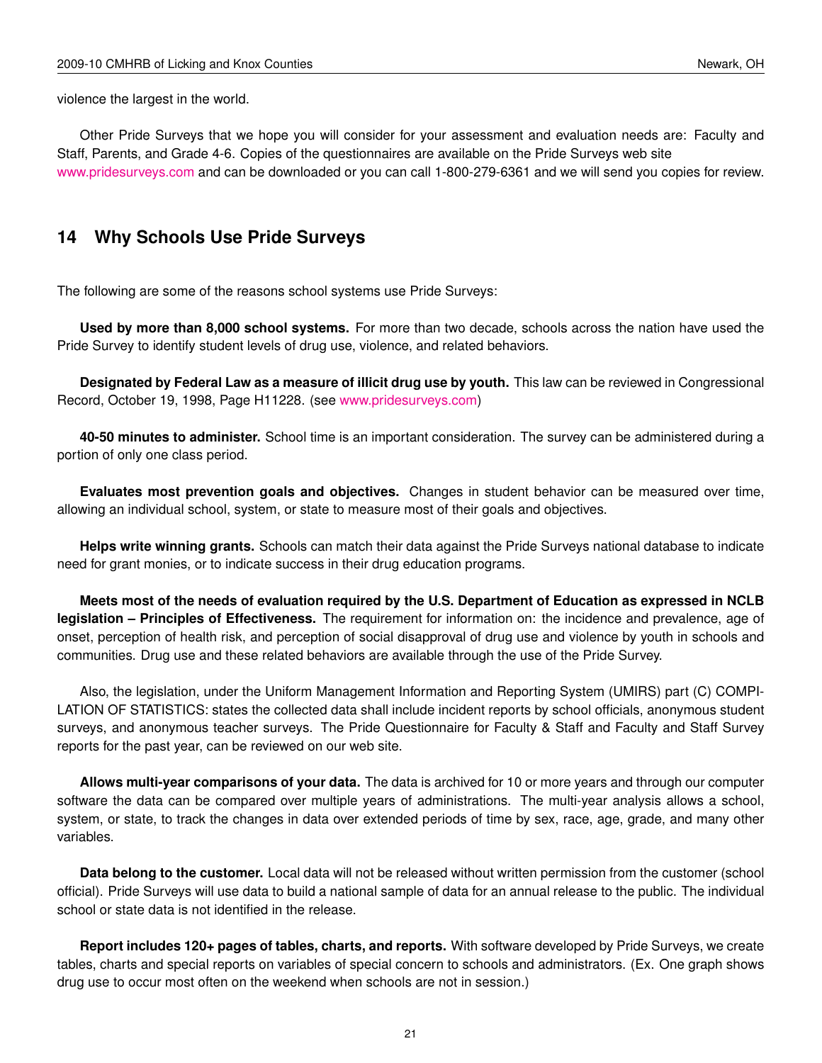violence the largest in the world.

Other Pride Surveys that we hope you will consider for your assessment and evaluation needs are: Faculty and Staff, Parents, and Grade 4-6. Copies of the questionnaires are available on the Pride Surveys web site www.pridesurveys.com and can be downloaded or you can call 1-800-279-6361 and we will send you copies for review.

## 14 Why Schools Use Pride Surveys

The following are some of the reasons school systems use Pride Surveys:

**Used by more than 8,000 school systems.** For more than two decade, schools across the nation have used the Pride Survey to identify student levels of drug use, violence, and related behaviors.

**Designated by Federal Law as a measure of illicit drug use by youth.** This law can be reviewed in Congressional Record, October 19, 1998, Page H11228. (see www.pridesurveys.com)

**40-50 minutes to administer.** School time is an important consideration. The survey can be administered during a portion of only one class period.

**Evaluates most prevention goals and objectives.** Changes in student behavior can be measured over time, allowing an individual school, system, or state to measure most of their goals and objectives.

**Helps write winning grants.** Schools can match their data against the Pride Surveys national database to indicate need for grant monies, or to indicate success in their drug education programs.

**Meets most of the needs of evaluation required by the U.S. Department of Education as expressed in NCLB legislation – Principles of Effectiveness.** The requirement for information on: the incidence and prevalence, age of onset, perception of health risk, and perception of social disapproval of drug use and violence by youth in schools and communities. Drug use and these related behaviors are available through the use of the Pride Survey.

Also, the legislation, under the Uniform Management Information and Reporting System (UMIRS) part (C) COMPILATION OF STATISTICS: states the collected data shall include incident reports by school officials, anonymous student surveys, and anonymous teacher surveys. The Pride Questionnaire for Faculty & Staff and Faculty and Staff Survey reports for the past year, can be reviewed on our web site.

**Allows multi-year comparisons of your data.** The data is archived for 10 or more years and through our computer software the data can be compared over multiple years of administrations. The multi-year analysis allows a school, system, or state, to track the changes in data over extended periods of time by sex, race, age, grade, and many other variables.

**Data belong to the customer.** Local data will not be released without written permission from the customer (school official). Pride Surveys will use data to build a national sample of data for an annual release to the public. The individual school or state data is not identified in the release.

**Report includes 120+ pages of tables, charts, and reports.** With software developed by Pride Surveys, we create tables, charts and special reports on variables of special concern to schools and administrators. (Ex. One graph shows drug use to occur most often on the weekend when schools are not in session.)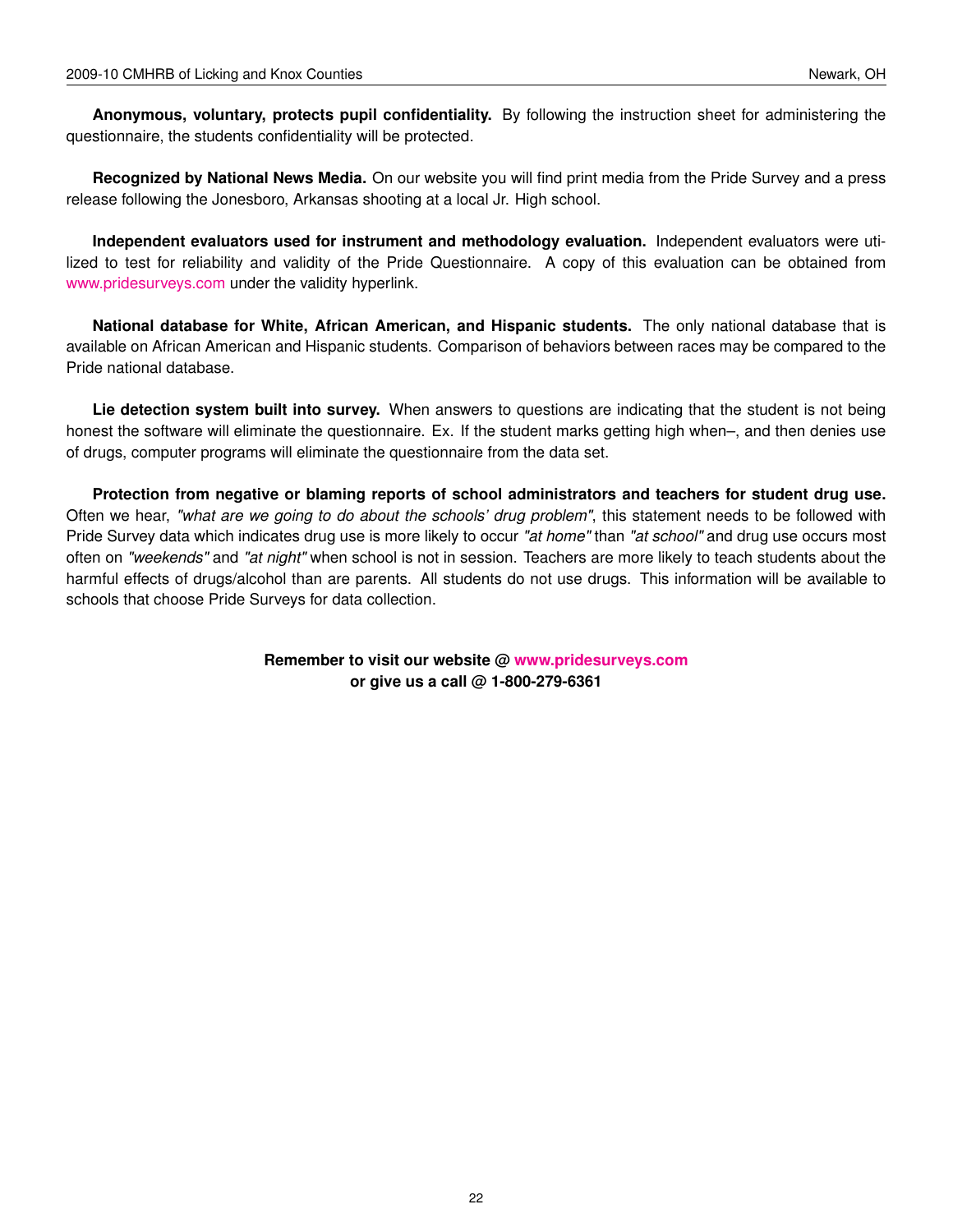**Anonymous, voluntary, protects pupil confidentiality.** By following the instruction sheet for administering the questionnaire, the students confidentiality will be protected.

**Recognized by National News Media.** On our website you will find print media from the Pride Survey and a press release following the Jonesboro, Arkansas shooting at a local Jr. High school.

**Independent evaluators used for instrument and methodology evaluation.** Independent evaluators were utilized to test for reliability and validity of the Pride Questionnaire. A copy of this evaluation can be obtained from www.pridesurveys.com under the validity hyperlink.

**National database for White, African American, and Hispanic students.** The only national database that is available on African American and Hispanic students. Comparison of behaviors between races may be compared to the Pride national database.

**Lie detection system built into survey.** When answers to questions are indicating that the student is not being honest the software will eliminate the questionnaire. Ex. If the student marks getting high when–, and then denies use of drugs, computer programs will eliminate the questionnaire from the data set.

**Protection from negative or blaming reports of school administrators and teachers for student drug use.** Often we hear, *"what are we going to do about the schools' drug problem"*, this statement needs to be followed with Pride Survey data which indicates drug use is more likely to occur *"at home"* than *"at school"* and drug use occurs most often on *"weekends"* and *"at night"* when school is not in session. Teachers are more likely to teach students about the harmful effects of drugs/alcohol than are parents. All students do not use drugs. This information will be available to schools that choose Pride Surveys for data collection.

**Remember to visit our website @ www.pridesurveys.com**
**or give us a call @ 1-800-279-6361**